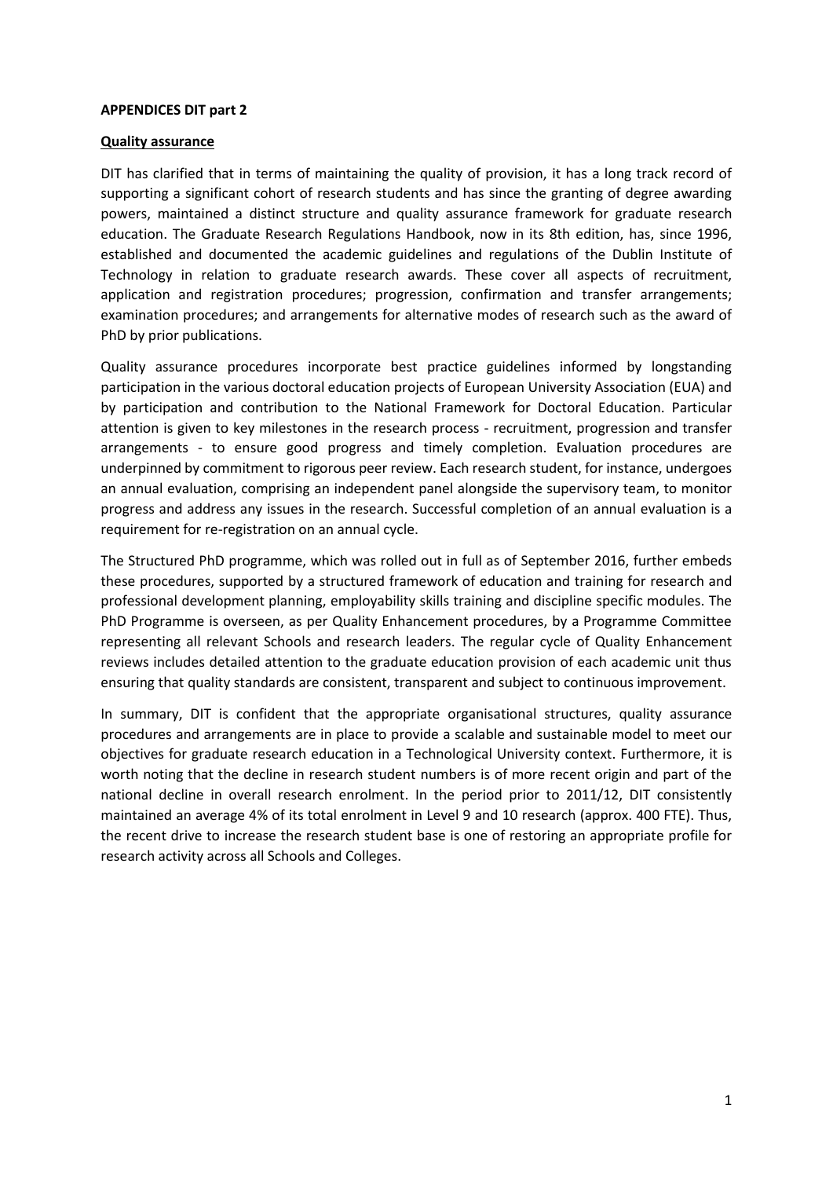**APPENDICES DIT part 2**

**Quality assurance**

DIT has clarified that in terms of maintaining the quality of provision, it has a long track record of supporting a significant cohort of research students and has since the granting of degree awarding powers, maintained a distinct structure and quality assurance framework for graduate research education. The Graduate Research Regulations Handbook, now in its 8th edition, has, since 1996, established and documented the academic guidelines and regulations of the Dublin Institute of Technology in relation to graduate research awards. These cover all aspects of recruitment, application and registration procedures; progression, confirmation and transfer arrangements; examination procedures; and arrangements for alternative modes of research such as the award of PhD by prior publications.

Quality assurance procedures incorporate best practice guidelines informed by longstanding participation in the various doctoral education projects of European University Association (EUA) and by participation and contribution to the National Framework for Doctoral Education. Particular attention is given to key milestones in the research process - recruitment, progression and transfer arrangements - to ensure good progress and timely completion. Evaluation procedures are underpinned by commitment to rigorous peer review. Each research student, for instance, undergoes an annual evaluation, comprising an independent panel alongside the supervisory team, to monitor progress and address any issues in the research. Successful completion of an annual evaluation is a requirement for re-registration on an annual cycle.

The Structured PhD programme, which was rolled out in full as of September 2016, further embeds these procedures, supported by a structured framework of education and training for research and professional development planning, employability skills training and discipline specific modules. The PhD Programme is overseen, as per Quality Enhancement procedures, by a Programme Committee representing all relevant Schools and research leaders. The regular cycle of Quality Enhancement reviews includes detailed attention to the graduate education provision of each academic unit thus ensuring that quality standards are consistent, transparent and subject to continuous improvement.

In summary, DIT is confident that the appropriate organisational structures, quality assurance procedures and arrangements are in place to provide a scalable and sustainable model to meet our objectives for graduate research education in a Technological University context. Furthermore, it is worth noting that the decline in research student numbers is of more recent origin and part of the national decline in overall research enrolment. In the period prior to 2011/12, DIT consistently maintained an average 4% of its total enrolment in Level 9 and 10 research (approx. 400 FTE). Thus, the recent drive to increase the research student base is one of restoring an appropriate profile for research activity across all Schools and Colleges.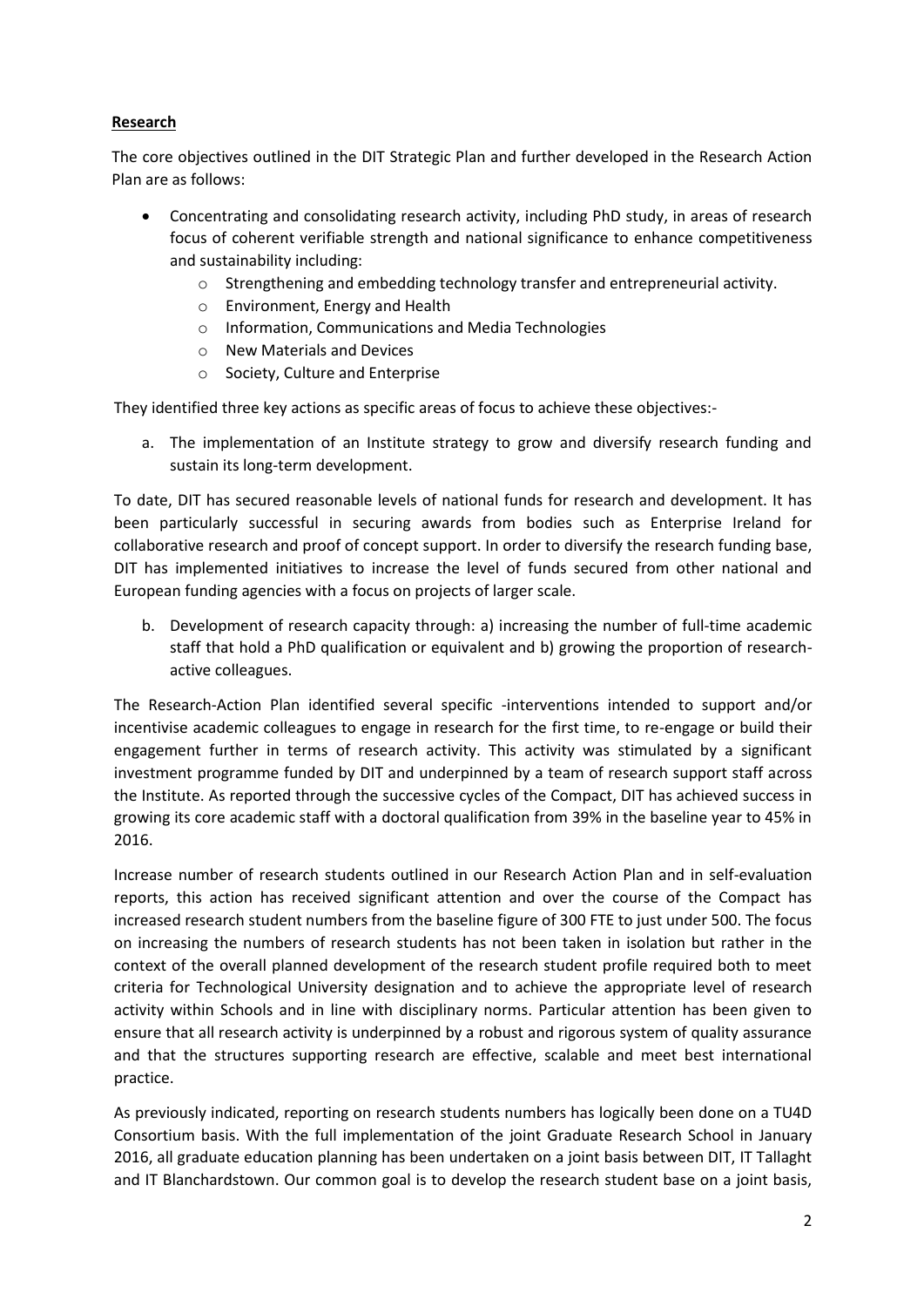**Research**

The core objectives outlined in the DIT Strategic Plan and further developed in the Research Action Plan are as follows:

- Concentrating and consolidating research activity, including PhD study, in areas of research focus of coherent verifiable strength and national significance to enhance competitiveness and sustainability including:
  - Strengthening and embedding technology transfer and entrepreneurial activity.
  - Environment, Energy and Health
  - Information, Communications and Media Technologies
  - New Materials and Devices
  - Society, Culture and Enterprise

They identified three key actions as specific areas of focus to achieve these objectives:-

a. The implementation of an Institute strategy to grow and diversify research funding and sustain its long-term development.

To date, DIT has secured reasonable levels of national funds for research and development. It has been particularly successful in securing awards from bodies such as Enterprise Ireland for collaborative research and proof of concept support. In order to diversify the research funding base, DIT has implemented initiatives to increase the level of funds secured from other national and European funding agencies with a focus on projects of larger scale.

b. Development of research capacity through: a) increasing the number of full-time academic staff that hold a PhD qualification or equivalent and b) growing the proportion of research-active colleagues.

The Research-Action Plan identified several specific -interventions intended to support and/or incentivise academic colleagues to engage in research for the first time, to re-engage or build their engagement further in terms of research activity. This activity was stimulated by a significant investment programme funded by DIT and underpinned by a team of research support staff across the Institute. As reported through the successive cycles of the Compact, DIT has achieved success in growing its core academic staff with a doctoral qualification from 39% in the baseline year to 45% in 2016.

Increase number of research students outlined in our Research Action Plan and in self-evaluation reports, this action has received significant attention and over the course of the Compact has increased research student numbers from the baseline figure of 300 FTE to just under 500. The focus on increasing the numbers of research students has not been taken in isolation but rather in the context of the overall planned development of the research student profile required both to meet criteria for Technological University designation and to achieve the appropriate level of research activity within Schools and in line with disciplinary norms. Particular attention has been given to ensure that all research activity is underpinned by a robust and rigorous system of quality assurance and that the structures supporting research are effective, scalable and meet best international practice.

As previously indicated, reporting on research students numbers has logically been done on a TU4D Consortium basis. With the full implementation of the joint Graduate Research School in January 2016, all graduate education planning has been undertaken on a joint basis between DIT, IT Tallaght and IT Blanchardstown. Our common goal is to develop the research student base on a joint basis,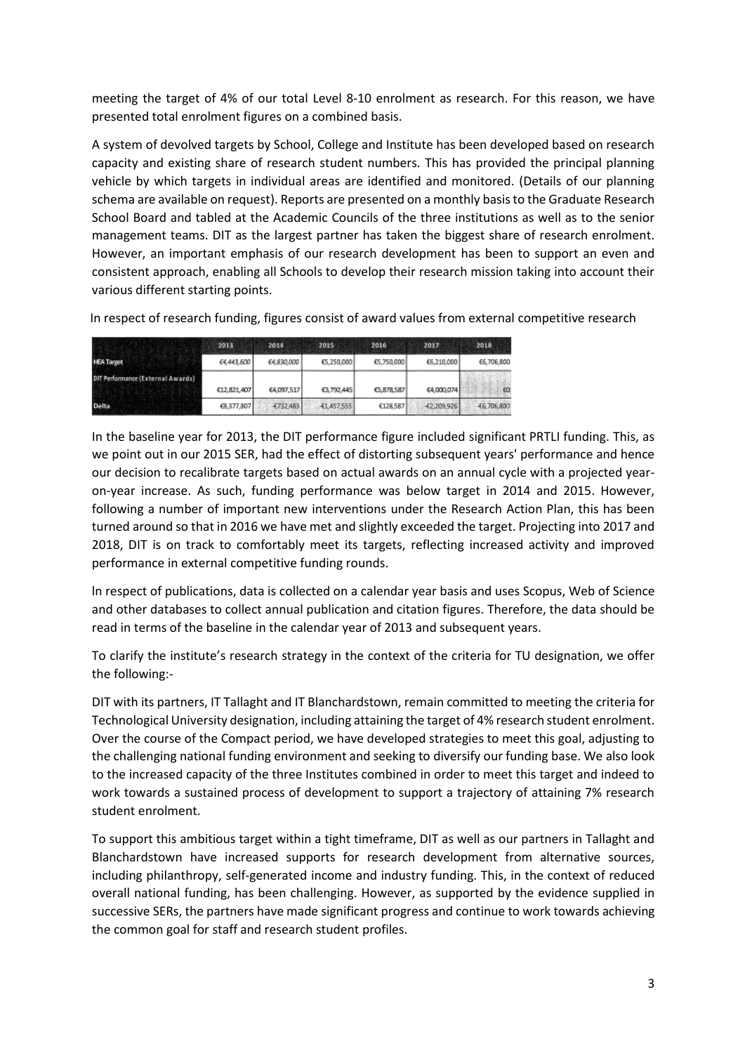meeting the target of 4% of our total Level 8-10 enrolment as research. For this reason, we have presented total enrolment figures on a combined basis.

A system of devolved targets by School, College and Institute has been developed based on research capacity and existing share of research student numbers. This has provided the principal planning vehicle by which targets in individual areas are identified and monitored. (Details of our planning schema are available on request). Reports are presented on a monthly basis to the Graduate Research School Board and tabled at the Academic Councils of the three institutions as well as to the senior management teams. DIT as the largest partner has taken the biggest share of research enrolment. However, an important emphasis of our research development has been to support an even and consistent approach, enabling all Schools to develop their research mission taking into account their various different starting points.

In respect of research funding, figures consist of award values from external competitive research

| | 2013 | 2014 | 2015 | 2016 | 2017 | 2018 |
|---|---|---|---|---|---|---|
| HEA Target | €4,443,600 | €4,830,000 | €5,250,000 | €5,750,000 | €6,210,000 | €6,706,800 |
| DIT Performance (External Awards) | €12,821,407 | €4,097,517 | €3,792,445 | €5,878,587 | €4,000,074 | €0 |
| Delta | €8,377,807 | -€732,483 | -€1,457,555 | €128,587 | -€2,209,926 | -€6,706,800 |

In the baseline year for 2013, the DIT performance figure included significant PRTLI funding. This, as we point out in our 2015 SER, had the effect of distorting subsequent years' performance and hence our decision to recalibrate targets based on actual awards on an annual cycle with a projected year-on-year increase. As such, funding performance was below target in 2014 and 2015. However, following a number of important new interventions under the Research Action Plan, this has been turned around so that in 2016 we have met and slightly exceeded the target. Projecting into 2017 and 2018, DIT is on track to comfortably meet its targets, reflecting increased activity and improved performance in external competitive funding rounds.

In respect of publications, data is collected on a calendar year basis and uses Scopus, Web of Science and other databases to collect annual publication and citation figures. Therefore, the data should be read in terms of the baseline in the calendar year of 2013 and subsequent years.

To clarify the institute's research strategy in the context of the criteria for TU designation, we offer the following:-

DIT with its partners, IT Tallaght and IT Blanchardstown, remain committed to meeting the criteria for Technological University designation, including attaining the target of 4% research student enrolment. Over the course of the Compact period, we have developed strategies to meet this goal, adjusting to the challenging national funding environment and seeking to diversify our funding base. We also look to the increased capacity of the three Institutes combined in order to meet this target and indeed to work towards a sustained process of development to support a trajectory of attaining 7% research student enrolment.

To support this ambitious target within a tight timeframe, DIT as well as our partners in Tallaght and Blanchardstown have increased supports for research development from alternative sources, including philanthropy, self-generated income and industry funding. This, in the context of reduced overall national funding, has been challenging. However, as supported by the evidence supplied in successive SERs, the partners have made significant progress and continue to work towards achieving the common goal for staff and research student profiles.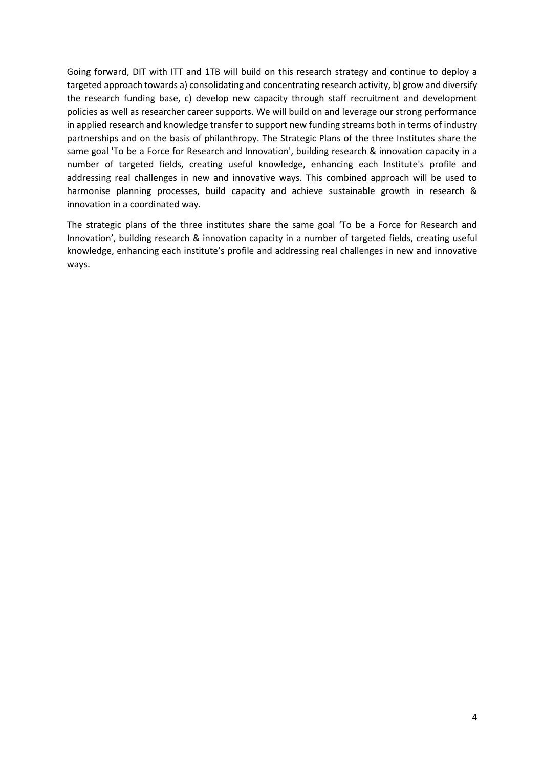Going forward, DIT with ITT and 1TB will build on this research strategy and continue to deploy a targeted approach towards a) consolidating and concentrating research activity, b) grow and diversify the research funding base, c) develop new capacity through staff recruitment and development policies as well as researcher career supports. We will build on and leverage our strong performance in applied research and knowledge transfer to support new funding streams both in terms of industry partnerships and on the basis of philanthropy. The Strategic Plans of the three Institutes share the same goal 'To be a Force for Research and Innovation', building research & innovation capacity in a number of targeted fields, creating useful knowledge, enhancing each lnstitute's profile and addressing real challenges in new and innovative ways. This combined approach will be used to harmonise planning processes, build capacity and achieve sustainable growth in research & innovation in a coordinated way.

The strategic plans of the three institutes share the same goal 'To be a Force for Research and Innovation', building research & innovation capacity in a number of targeted fields, creating useful knowledge, enhancing each institute's profile and addressing real challenges in new and innovative ways.